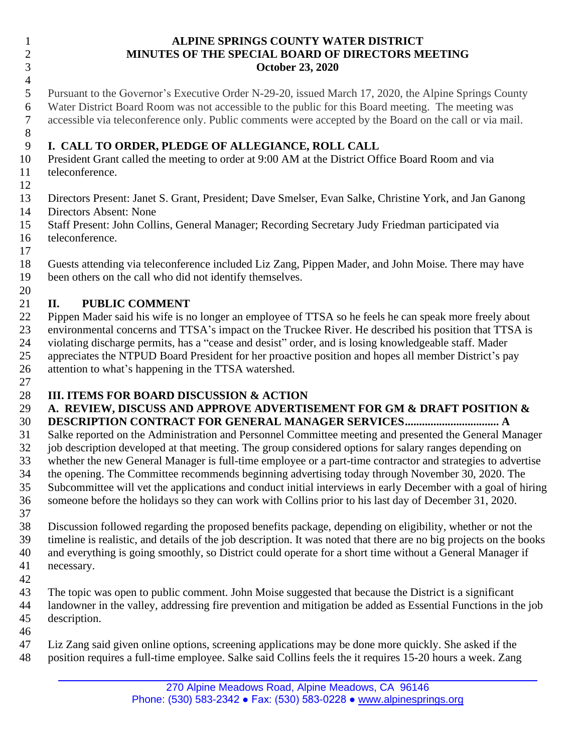# ALPINE SPRINGS COUNTY WATER DISTRICT
## MINUTES OF THE SPECIAL BOARD OF DIRECTORS MEETING
### October 23, 2020

Pursuant to the Governor's Executive Order N-29-20, issued March 17, 2020, the Alpine Springs County Water District Board Room was not accessible to the public for this Board meeting. The meeting was accessible via teleconference only. Public comments were accepted by the Board on the call or via mail.

## I. CALL TO ORDER, PLEDGE OF ALLEGIANCE, ROLL CALL

President Grant called the meeting to order at 9:00 AM at the District Office Board Room and via teleconference.

Directors Present: Janet S. Grant, President; Dave Smelser, Evan Salke, Christine York, and Jan Ganong
Directors Absent: None
Staff Present: John Collins, General Manager; Recording Secretary Judy Friedman participated via teleconference.

Guests attending via teleconference included Liz Zang, Pippen Mader, and John Moise. There may have been others on the call who did not identify themselves.

## II. PUBLIC COMMENT

Pippen Mader said his wife is no longer an employee of TTSA so he feels he can speak more freely about environmental concerns and TTSA's impact on the Truckee River. He described his position that TTSA is violating discharge permits, has a "cease and desist" order, and is losing knowledgeable staff. Mader appreciates the NTPUD Board President for her proactive position and hopes all member District's pay attention to what's happening in the TTSA watershed.

## III. ITEMS FOR BOARD DISCUSSION & ACTION

### A. REVIEW, DISCUSS AND APPROVE ADVERTISEMENT FOR GM & DRAFT POSITION & DESCRIPTION CONTRACT FOR GENERAL MANAGER SERVICES................................ A

Salke reported on the Administration and Personnel Committee meeting and presented the General Manager job description developed at that meeting. The group considered options for salary ranges depending on whether the new General Manager is full-time employee or a part-time contractor and strategies to advertise the opening. The Committee recommends beginning advertising today through November 30, 2020. The Subcommittee will vet the applications and conduct initial interviews in early December with a goal of hiring someone before the holidays so they can work with Collins prior to his last day of December 31, 2020.

Discussion followed regarding the proposed benefits package, depending on eligibility, whether or not the timeline is realistic, and details of the job description. It was noted that there are no big projects on the books and everything is going smoothly, so District could operate for a short time without a General Manager if necessary.

The topic was open to public comment. John Moise suggested that because the District is a significant landowner in the valley, addressing fire prevention and mitigation be added as Essential Functions in the job description.

Liz Zang said given online options, screening applications may be done more quickly. She asked if the position requires a full-time employee. Salke said Collins feels the it requires 15-20 hours a week. Zang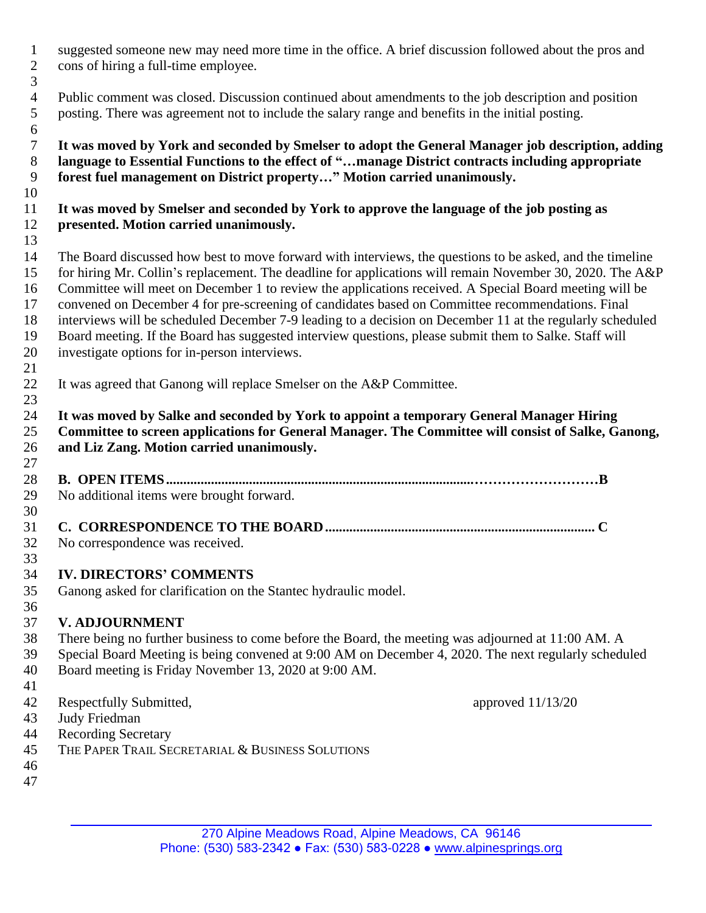suggested someone new may need more time in the office. A brief discussion followed about the pros and cons of hiring a full-time employee.

Public comment was closed. Discussion continued about amendments to the job description and position posting. There was agreement not to include the salary range and benefits in the initial posting.

**It was moved by York and seconded by Smelser to adopt the General Manager job description, adding language to Essential Functions to the effect of "…manage District contracts including appropriate forest fuel management on District property…" Motion carried unanimously.**

**It was moved by Smelser and seconded by York to approve the language of the job posting as presented. Motion carried unanimously.**

The Board discussed how best to move forward with interviews, the questions to be asked, and the timeline for hiring Mr. Collin's replacement. The deadline for applications will remain November 30, 2020. The A&P Committee will meet on December 1 to review the applications received. A Special Board meeting will be convened on December 4 for pre-screening of candidates based on Committee recommendations. Final interviews will be scheduled December 7-9 leading to a decision on December 11 at the regularly scheduled Board meeting. If the Board has suggested interview questions, please submit them to Salke. Staff will investigate options for in-person interviews.

It was agreed that Ganong will replace Smelser on the A&P Committee.

**It was moved by Salke and seconded by York to appoint a temporary General Manager Hiring Committee to screen applications for General Manager. The Committee will consist of Salke, Ganong, and Liz Zang. Motion carried unanimously.**

**B. OPEN ITEMS................................................................................................……………………B**

No additional items were brought forward.

**C. CORRESPONDENCE TO THE BOARD.............................................................................. C**

No correspondence was received.

## IV. DIRECTORS' COMMENTS

Ganong asked for clarification on the Stantec hydraulic model.

## V. ADJOURNMENT

There being no further business to come before the Board, the meeting was adjourned at 11:00 AM. A Special Board Meeting is being convened at 9:00 AM on December 4, 2020. The next regularly scheduled Board meeting is Friday November 13, 2020 at 9:00 AM.

Respectfully Submitted, approved 11/13/20

Judy Friedman
Recording Secretary
THE PAPER TRAIL SECRETARIAL & BUSINESS SOLUTIONS

270 Alpine Meadows Road, Alpine Meadows, CA 96146
Phone: (530) 583-2342 ● Fax: (530) 583-0228 ● www.alpinesprings.org